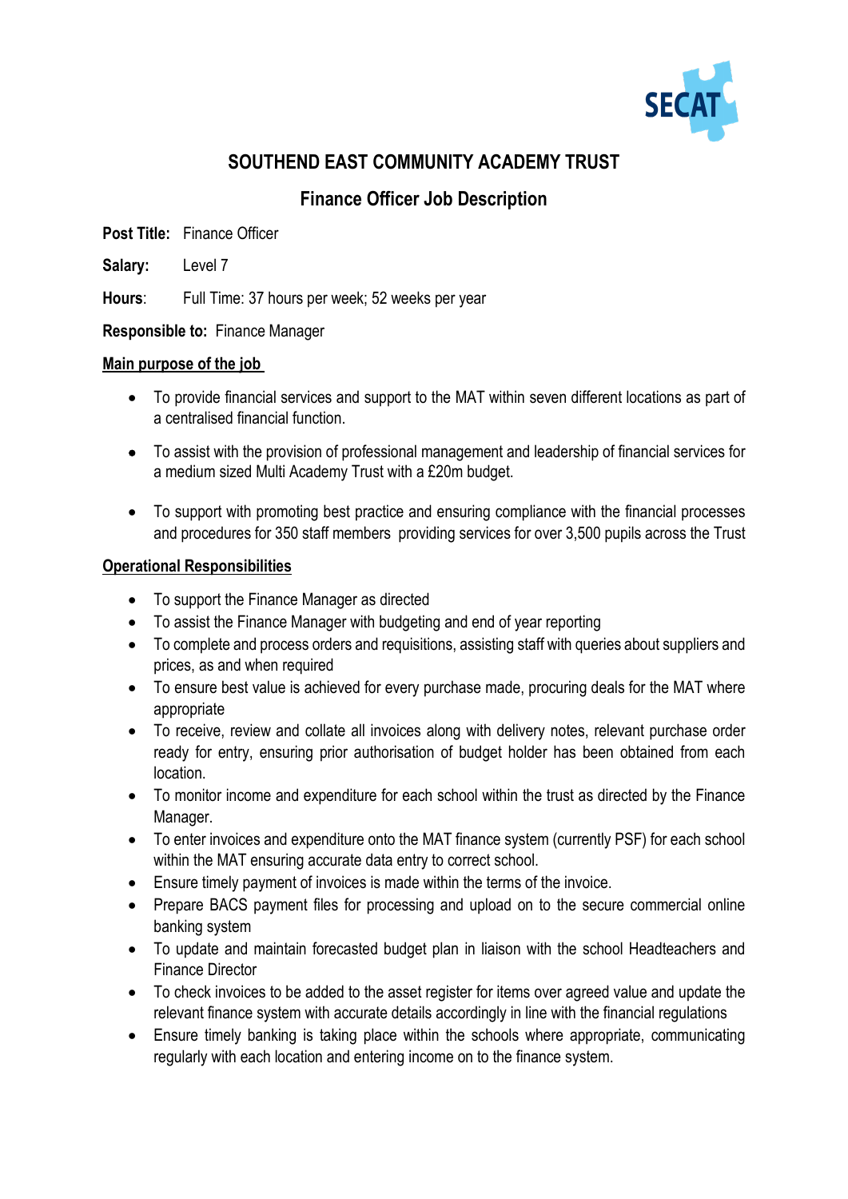SECAT

# SOUTHEND EAST COMMUNITY ACADEMY TRUST

## Finance Officer Job Description

**Post Title:** Finance Officer

**Salary:** Level 7

**Hours**: Full Time: 37 hours per week; 52 weeks per year

**Responsible to:** Finance Manager

### Main purpose of the job

- To provide financial services and support to the MAT within seven different locations as part of a centralised financial function.
- To assist with the provision of professional management and leadership of financial services for a medium sized Multi Academy Trust with a £20m budget.
- To support with promoting best practice and ensuring compliance with the financial processes and procedures for 350 staff members providing services for over 3,500 pupils across the Trust

### Operational Responsibilities

- To support the Finance Manager as directed
- To assist the Finance Manager with budgeting and end of year reporting
- To complete and process orders and requisitions, assisting staff with queries about suppliers and prices, as and when required
- To ensure best value is achieved for every purchase made, procuring deals for the MAT where appropriate
- To receive, review and collate all invoices along with delivery notes, relevant purchase order ready for entry, ensuring prior authorisation of budget holder has been obtained from each location.
- To monitor income and expenditure for each school within the trust as directed by the Finance Manager.
- To enter invoices and expenditure onto the MAT finance system (currently PSF) for each school within the MAT ensuring accurate data entry to correct school.
- Ensure timely payment of invoices is made within the terms of the invoice.
- Prepare BACS payment files for processing and upload on to the secure commercial online banking system
- To update and maintain forecasted budget plan in liaison with the school Headteachers and Finance Director
- To check invoices to be added to the asset register for items over agreed value and update the relevant finance system with accurate details accordingly in line with the financial regulations
- Ensure timely banking is taking place within the schools where appropriate, communicating regularly with each location and entering income on to the finance system.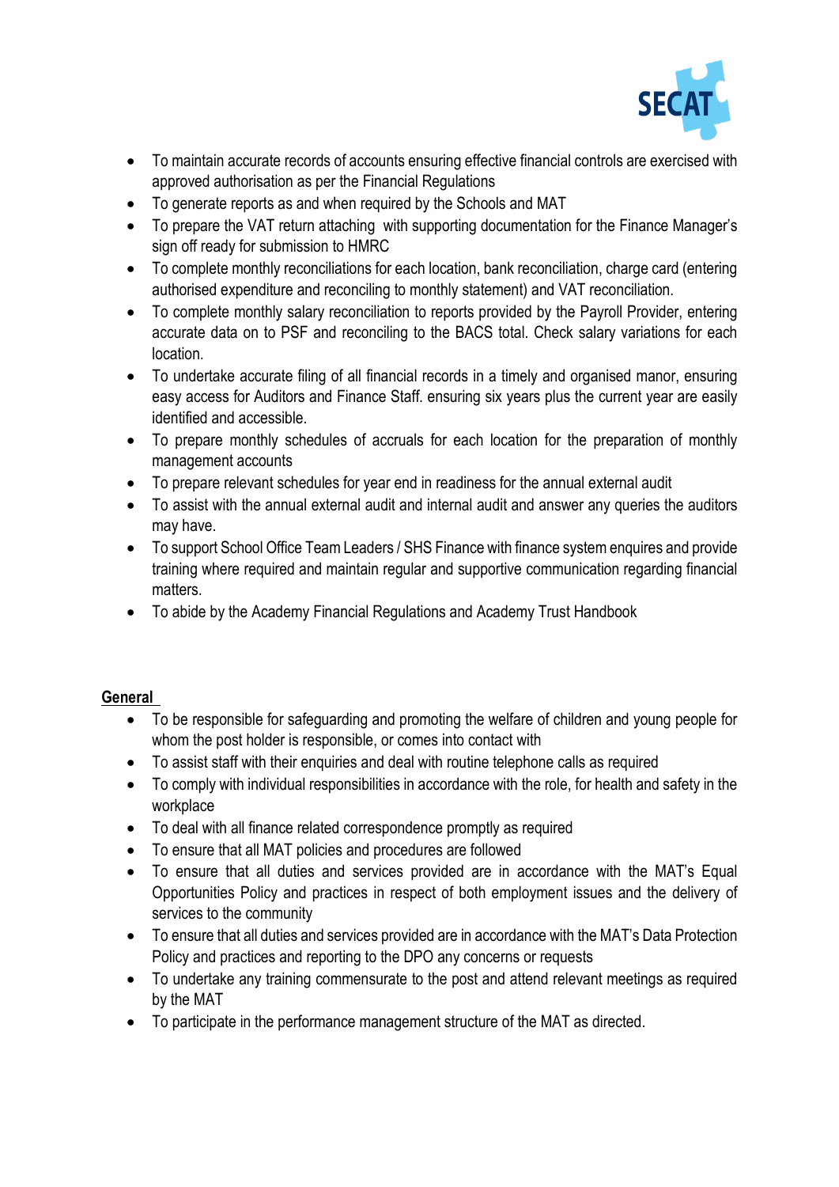- To maintain accurate records of accounts ensuring effective financial controls are exercised with approved authorisation as per the Financial Regulations
- To generate reports as and when required by the Schools and MAT
- To prepare the VAT return attaching with supporting documentation for the Finance Manager's sign off ready for submission to HMRC
- To complete monthly reconciliations for each location, bank reconciliation, charge card (entering authorised expenditure and reconciling to monthly statement) and VAT reconciliation.
- To complete monthly salary reconciliation to reports provided by the Payroll Provider, entering accurate data on to PSF and reconciling to the BACS total. Check salary variations for each location.
- To undertake accurate filing of all financial records in a timely and organised manor, ensuring easy access for Auditors and Finance Staff. ensuring six years plus the current year are easily identified and accessible.
- To prepare monthly schedules of accruals for each location for the preparation of monthly management accounts
- To prepare relevant schedules for year end in readiness for the annual external audit
- To assist with the annual external audit and internal audit and answer any queries the auditors may have.
- To support School Office Team Leaders / SHS Finance with finance system enquires and provide training where required and maintain regular and supportive communication regarding financial matters.
- To abide by the Academy Financial Regulations and Academy Trust Handbook

**General**

- To be responsible for safeguarding and promoting the welfare of children and young people for whom the post holder is responsible, or comes into contact with
- To assist staff with their enquiries and deal with routine telephone calls as required
- To comply with individual responsibilities in accordance with the role, for health and safety in the workplace
- To deal with all finance related correspondence promptly as required
- To ensure that all MAT policies and procedures are followed
- To ensure that all duties and services provided are in accordance with the MAT's Equal Opportunities Policy and practices in respect of both employment issues and the delivery of services to the community
- To ensure that all duties and services provided are in accordance with the MAT's Data Protection Policy and practices and reporting to the DPO any concerns or requests
- To undertake any training commensurate to the post and attend relevant meetings as required by the MAT
- To participate in the performance management structure of the MAT as directed.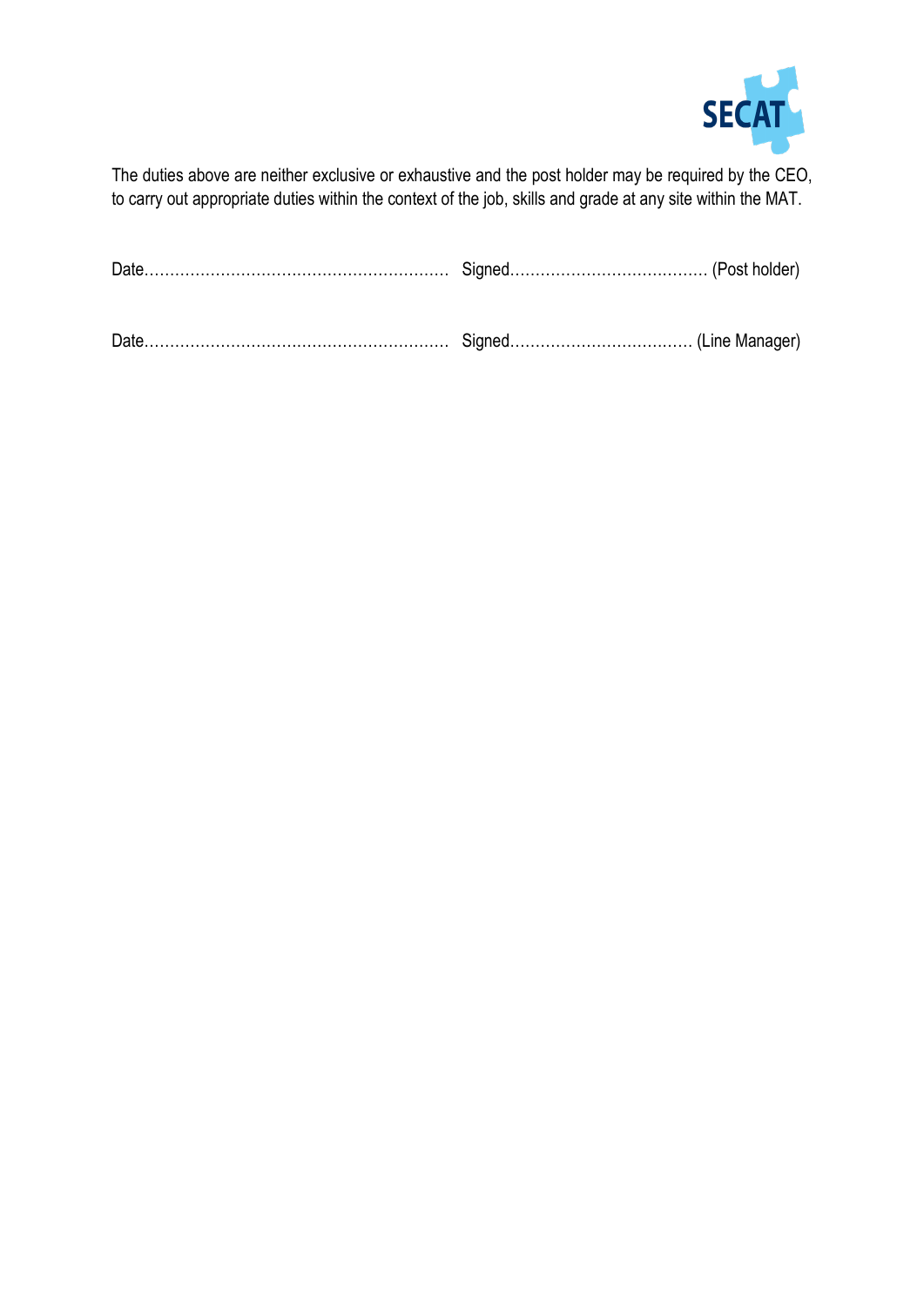The duties above are neither exclusive or exhaustive and the post holder may be required by the CEO, to carry out appropriate duties within the context of the job, skills and grade at any site within the MAT.

Date………………………………………………… Signed………………………………… (Post holder)

Date………………………………………………… Signed……………………………… (Line Manager)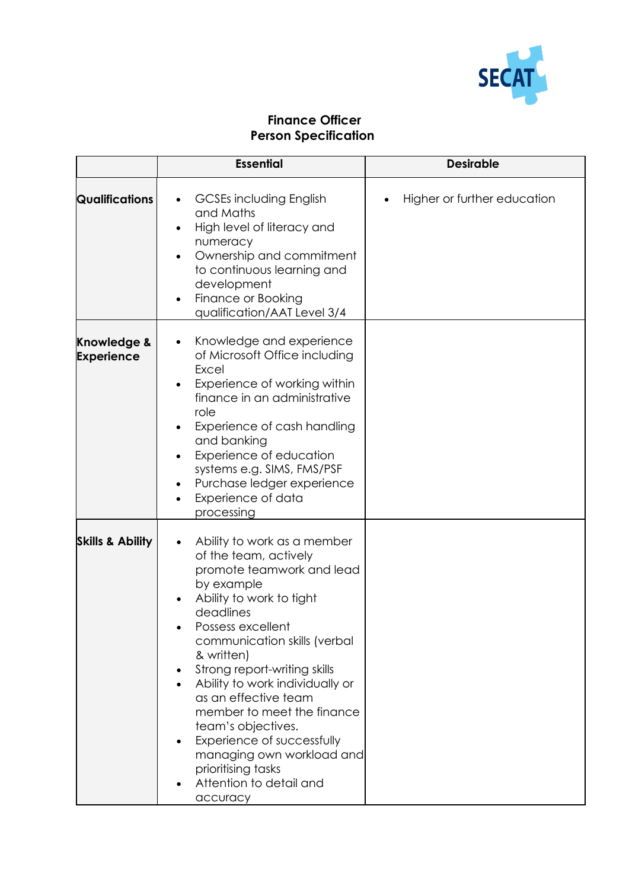SECAT

**Finance Officer**
**Person Specification**

| | Essential | Desirable |
|---|---|---|
| **Qualifications** | • GCSEs including English and Maths<br>• High level of literacy and numeracy<br>• Ownership and commitment to continuous learning and development<br>• Finance or Booking qualification/AAT Level 3/4 | • Higher or further education |
| **Knowledge & Experience** | • Knowledge and experience of Microsoft Office including Excel<br>• Experience of working within finance in an administrative role<br>• Experience of cash handling and banking<br>• Experience of education systems e.g. SIMS, FMS/PSF<br>• Purchase ledger experience<br>• Experience of data processing | |
| **Skills & Ability** | • Ability to work as a member of the team, actively promote teamwork and lead by example<br>• Ability to work to tight deadlines<br>• Possess excellent communication skills (verbal & written)<br>• Strong report-writing skills<br>• Ability to work individually or as an effective team member to meet the finance team's objectives.<br>• Experience of successfully managing own workload and prioritising tasks<br>• Attention to detail and accuracy | |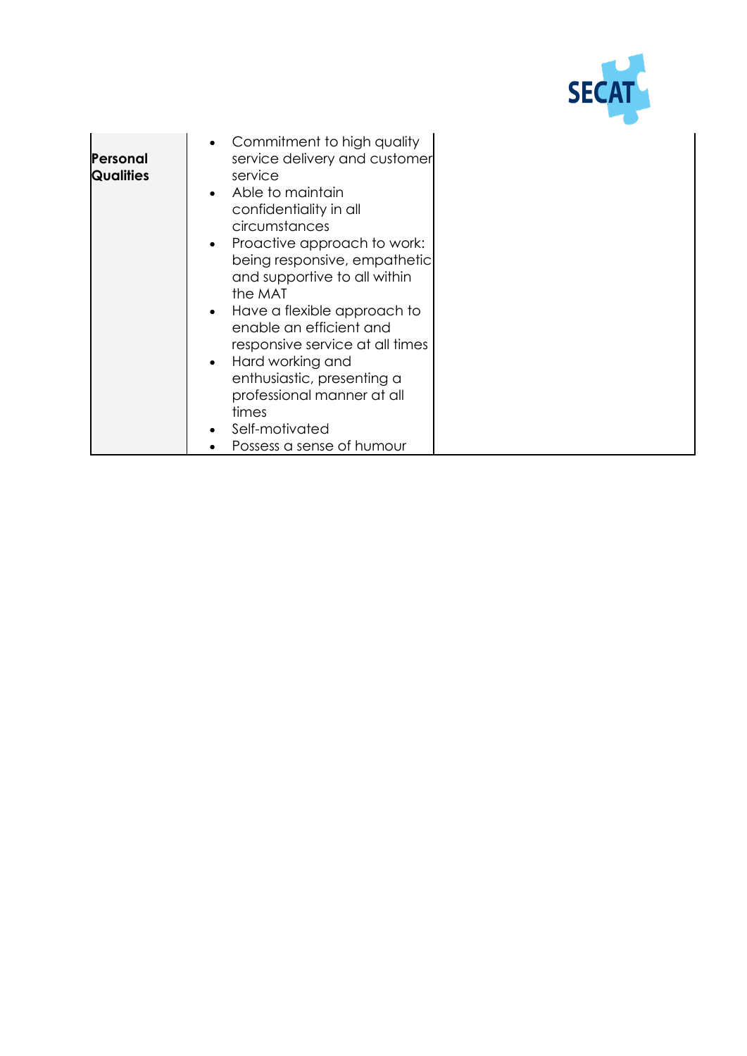| | | |
|---|---|---|
| **Personal Qualities** | • Commitment to high quality service delivery and customer service<br>• Able to maintain confidentiality in all circumstances<br>• Proactive approach to work: being responsive, empathetic and supportive to all within the MAT<br>• Have a flexible approach to enable an efficient and responsive service at all times<br>• Hard working and enthusiastic, presenting a professional manner at all times<br>• Self-motivated<br>• Possess a sense of humour | |